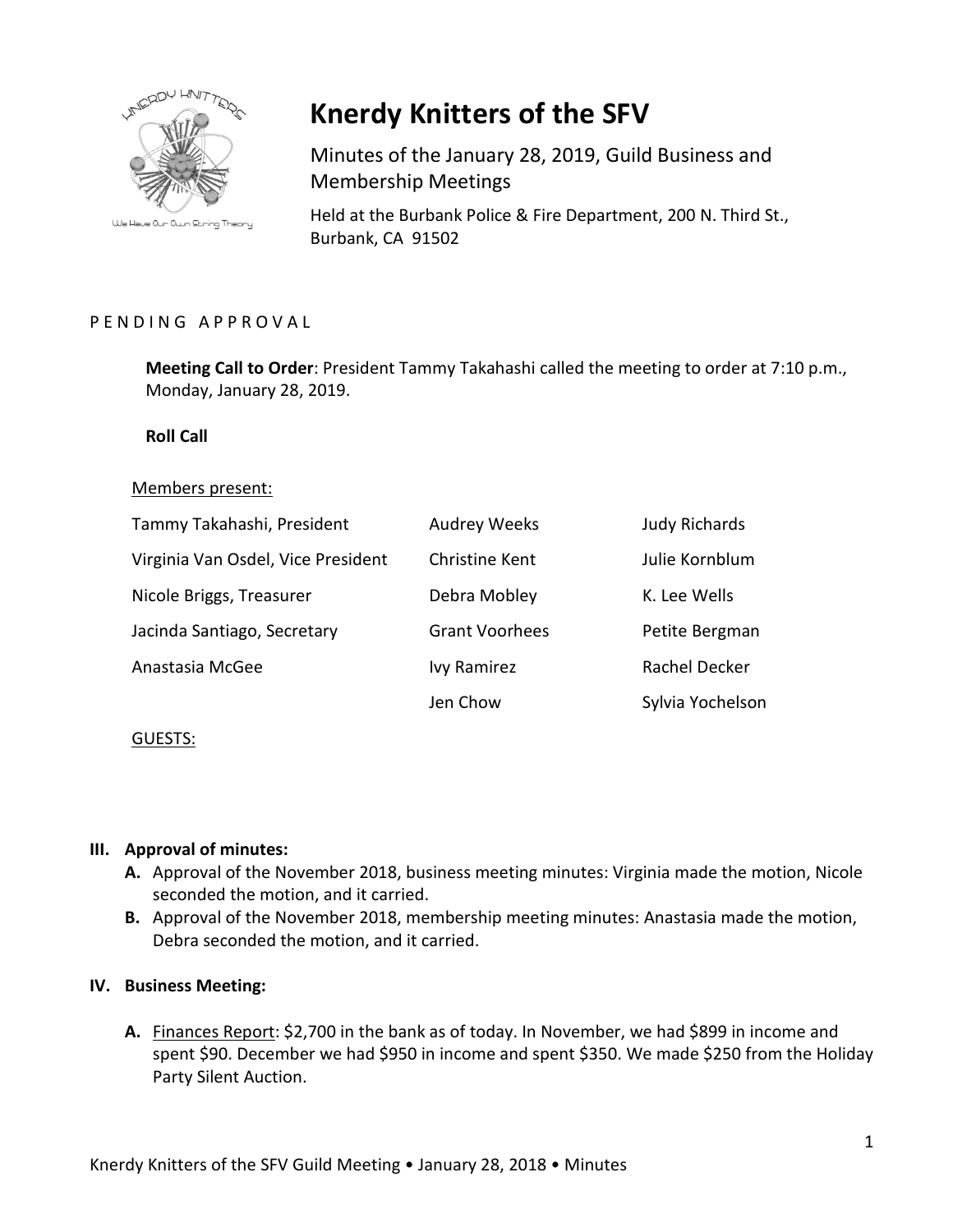# Knerdy Knitters of the SFV

Minutes of the January 28, 2019, Guild Business and Membership Meetings

Held at the Burbank Police & Fire Department, 200 N. Third St., Burbank, CA 91502

P E N D I N G   A P P R O V A L

**Meeting Call to Order**: President Tammy Takahashi called the meeting to order at 7:10 p.m., Monday, January 28, 2019.

**Roll Call**

Members present:

| | | |
|---|---|---|
| Tammy Takahashi, President | Audrey Weeks | Judy Richards |
| Virginia Van Osdel, Vice President | Christine Kent | Julie Kornblum |
| Nicole Briggs, Treasurer | Debra Mobley | K. Lee Wells |
| Jacinda Santiago, Secretary | Grant Voorhees | Petite Bergman |
| Anastasia McGee | Ivy Ramirez | Rachel Decker |
| | Jen Chow | Sylvia Yochelson |

GUESTS:

## III. Approval of minutes:

**A.** Approval of the November 2018, business meeting minutes: Virginia made the motion, Nicole seconded the motion, and it carried.

**B.** Approval of the November 2018, membership meeting minutes: Anastasia made the motion, Debra seconded the motion, and it carried.

## IV. Business Meeting:

**A.** Finances Report: $2,700 in the bank as of today. In November, we had $899 in income and spent $90. December we had $950 in income and spent $350. We made $250 from the Holiday Party Silent Auction.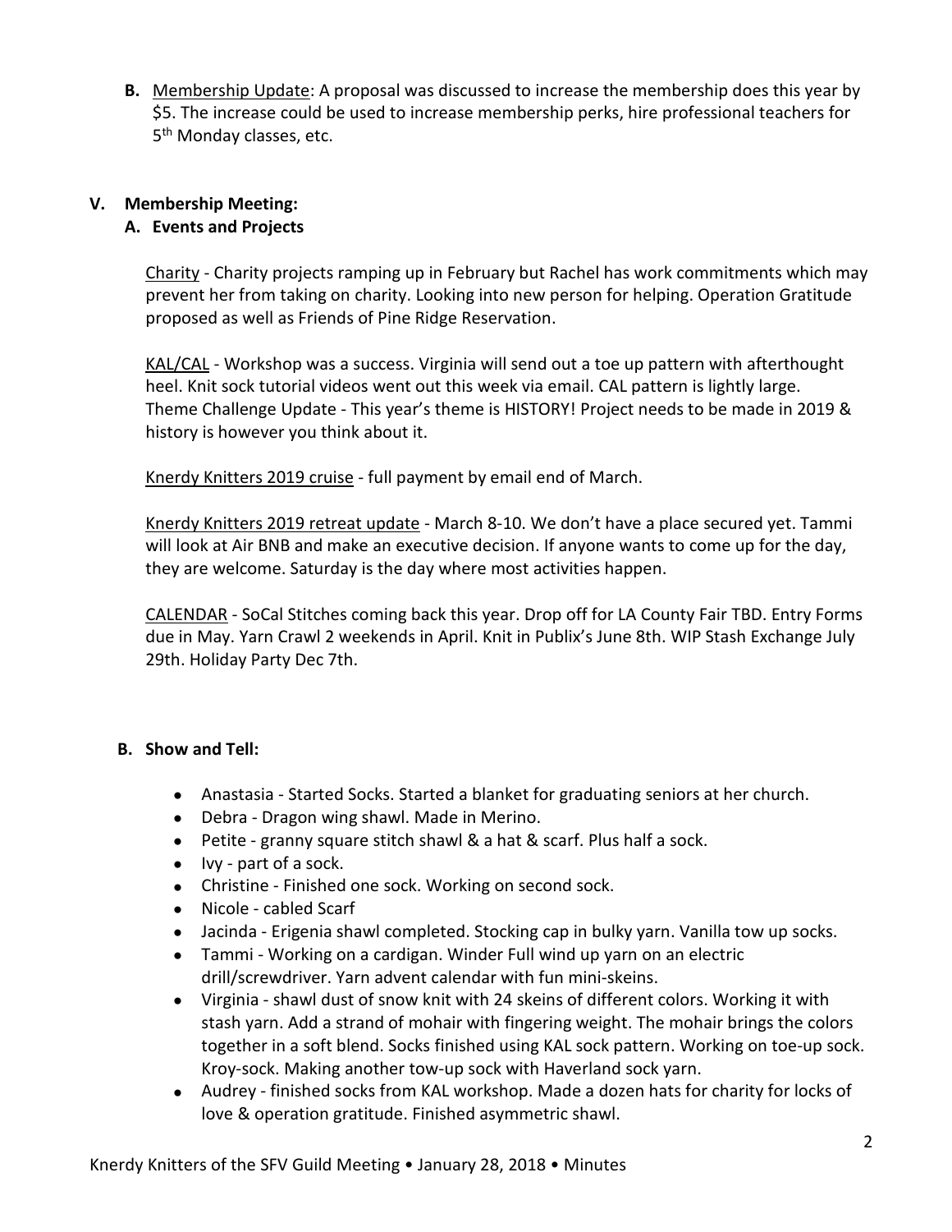**B.** Membership Update: A proposal was discussed to increase the membership does this year by \$5. The increase could be used to increase membership perks, hire professional teachers for 5th Monday classes, etc.

## V. Membership Meeting:

### A. Events and Projects

Charity - Charity projects ramping up in February but Rachel has work commitments which may prevent her from taking on charity. Looking into new person for helping. Operation Gratitude proposed as well as Friends of Pine Ridge Reservation.

KAL/CAL - Workshop was a success. Virginia will send out a toe up pattern with afterthought heel. Knit sock tutorial videos went out this week via email. CAL pattern is lightly large. Theme Challenge Update - This year's theme is HISTORY! Project needs to be made in 2019 & history is however you think about it.

Knerdy Knitters 2019 cruise - full payment by email end of March.

Knerdy Knitters 2019 retreat update - March 8-10. We don't have a place secured yet. Tammi will look at Air BNB and make an executive decision. If anyone wants to come up for the day, they are welcome. Saturday is the day where most activities happen.

CALENDAR - SoCal Stitches coming back this year. Drop off for LA County Fair TBD. Entry Forms due in May. Yarn Crawl 2 weekends in April. Knit in Publix's June 8th. WIP Stash Exchange July 29th. Holiday Party Dec 7th.

### B. Show and Tell:

- Anastasia - Started Socks. Started a blanket for graduating seniors at her church.
- Debra - Dragon wing shawl. Made in Merino.
- Petite - granny square stitch shawl & a hat & scarf. Plus half a sock.
- Ivy - part of a sock.
- Christine - Finished one sock. Working on second sock.
- Nicole - cabled Scarf
- Jacinda - Erigenia shawl completed. Stocking cap in bulky yarn. Vanilla tow up socks.
- Tammi - Working on a cardigan. Winder Full wind up yarn on an electric drill/screwdriver. Yarn advent calendar with fun mini-skeins.
- Virginia - shawl dust of snow knit with 24 skeins of different colors. Working it with stash yarn. Add a strand of mohair with fingering weight. The mohair brings the colors together in a soft blend. Socks finished using KAL sock pattern. Working on toe-up sock. Kroy-sock. Making another tow-up sock with Haverland sock yarn.
- Audrey - finished socks from KAL workshop. Made a dozen hats for charity for locks of love & operation gratitude. Finished asymmetric shawl.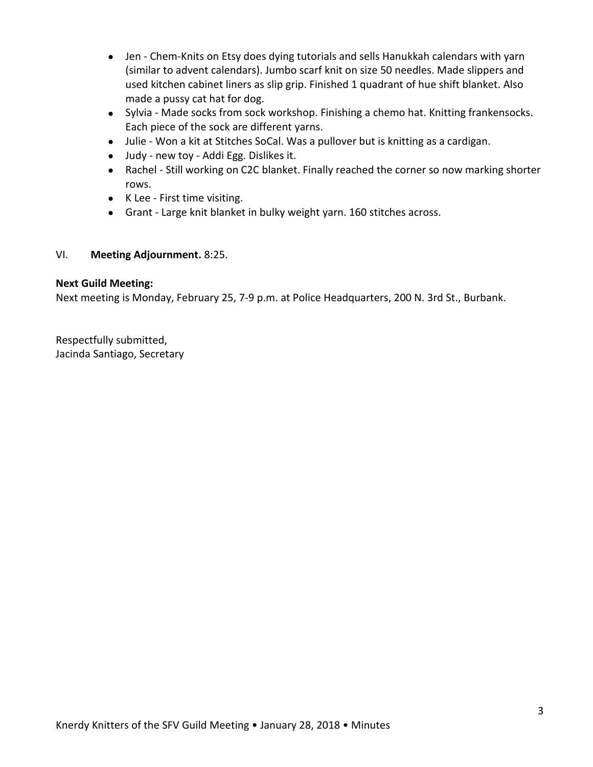- Jen - Chem-Knits on Etsy does dying tutorials and sells Hanukkah calendars with yarn (similar to advent calendars). Jumbo scarf knit on size 50 needles. Made slippers and used kitchen cabinet liners as slip grip. Finished 1 quadrant of hue shift blanket. Also made a pussy cat hat for dog.
- Sylvia - Made socks from sock workshop. Finishing a chemo hat. Knitting frankensocks. Each piece of the sock are different yarns.
- Julie - Won a kit at Stitches SoCal. Was a pullover but is knitting as a cardigan.
- Judy - new toy - Addi Egg. Dislikes it.
- Rachel - Still working on C2C blanket. Finally reached the corner so now marking shorter rows.
- K Lee - First time visiting.
- Grant - Large knit blanket in bulky weight yarn. 160 stitches across.

VI. **Meeting Adjournment.** 8:25.

**Next Guild Meeting:**
Next meeting is Monday, February 25, 7-9 p.m. at Police Headquarters, 200 N. 3rd St., Burbank.

Respectfully submitted,
Jacinda Santiago, Secretary